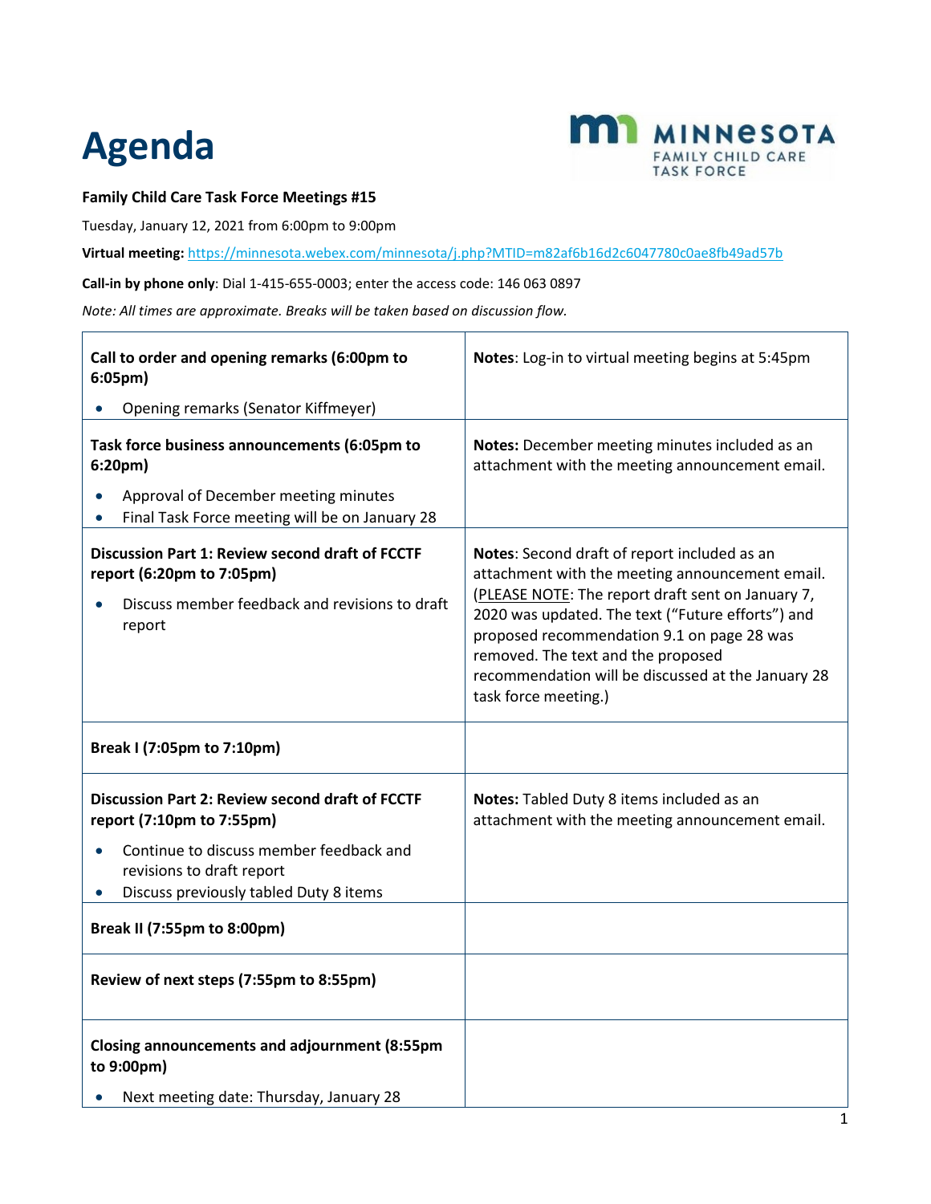# Agenda

MINNESOTA FAMILY CHILD CARE TASK FORCE

**Family Child Care Task Force Meetings #15**

Tuesday, January 12, 2021 from 6:00pm to 9:00pm

**Virtual meeting:** https://minnesota.webex.com/minnesota/j.php?MTID=m82af6b16d2c6047780c0ae8fb49ad57b

**Call-in by phone only**: Dial 1-415-655-0003; enter the access code: 146 063 0897

*Note: All times are approximate. Breaks will be taken based on discussion flow.*

| Agenda item | Notes |
|---|---|
| **Call to order and opening remarks (6:00pm to 6:05pm)**<br>• Opening remarks (Senator Kiffmeyer) | **Notes**: Log-in to virtual meeting begins at 5:45pm |
| **Task force business announcements (6:05pm to 6:20pm)**<br>• Approval of December meeting minutes<br>• Final Task Force meeting will be on January 28 | **Notes:** December meeting minutes included as an attachment with the meeting announcement email. |
| **Discussion Part 1: Review second draft of FCCTF report (6:20pm to 7:05pm)**<br>• Discuss member feedback and revisions to draft report | **Notes**: Second draft of report included as an attachment with the meeting announcement email. (PLEASE NOTE: The report draft sent on January 7, 2020 was updated. The text ("Future efforts") and proposed recommendation 9.1 on page 28 was removed. The text and the proposed recommendation will be discussed at the January 28 task force meeting.) |
| **Break I (7:05pm to 7:10pm)** | |
| **Discussion Part 2: Review second draft of FCCTF report (7:10pm to 7:55pm)**<br>• Continue to discuss member feedback and revisions to draft report<br>• Discuss previously tabled Duty 8 items | **Notes:** Tabled Duty 8 items included as an attachment with the meeting announcement email. |
| **Break II (7:55pm to 8:00pm)** | |
| **Review of next steps (7:55pm to 8:55pm)** | |
| **Closing announcements and adjournment (8:55pm to 9:00pm)**<br>• Next meeting date: Thursday, January 28 | |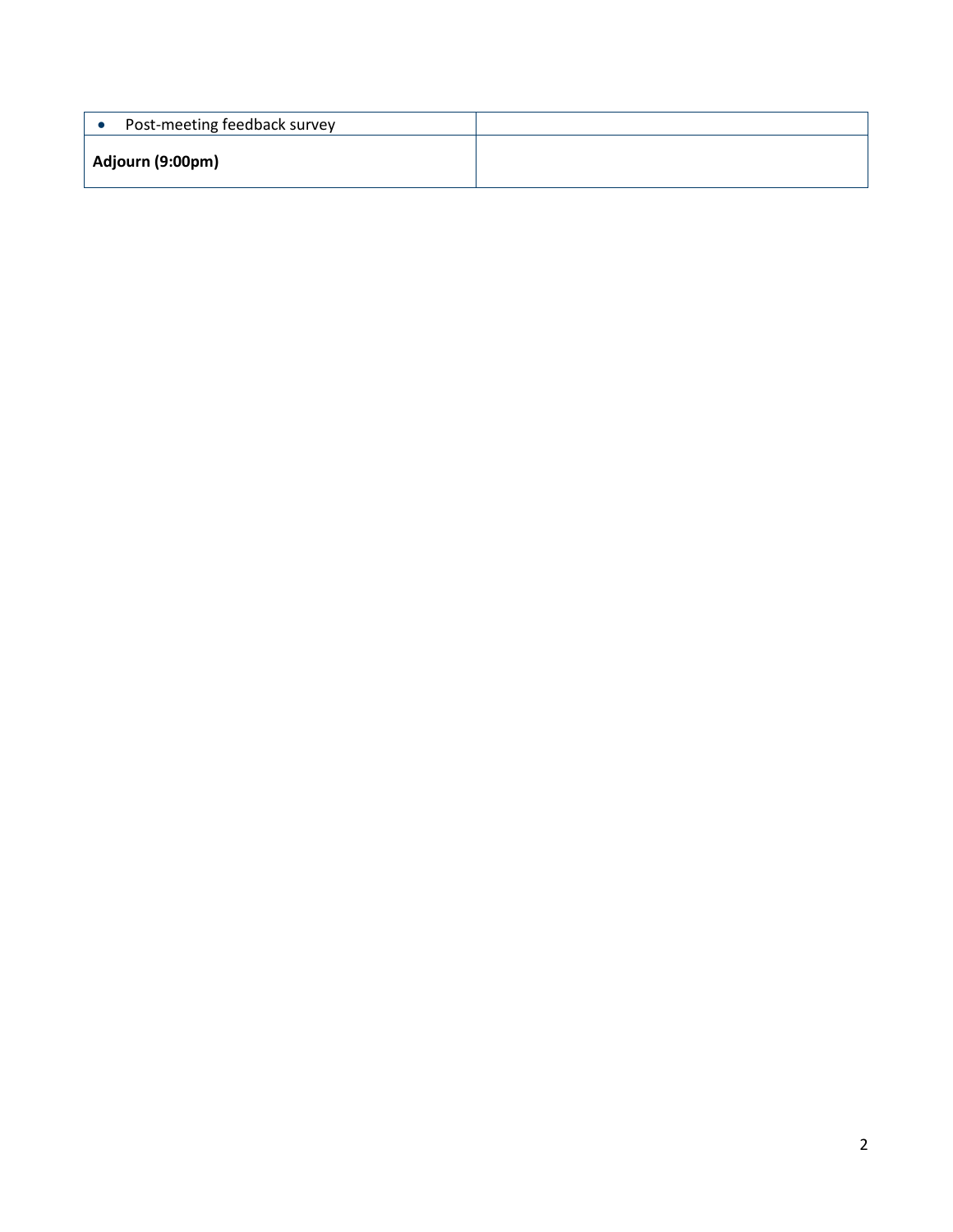| | |
|---|---|
| • Post-meeting feedback survey | |
| **Adjourn (9:00pm)** | |